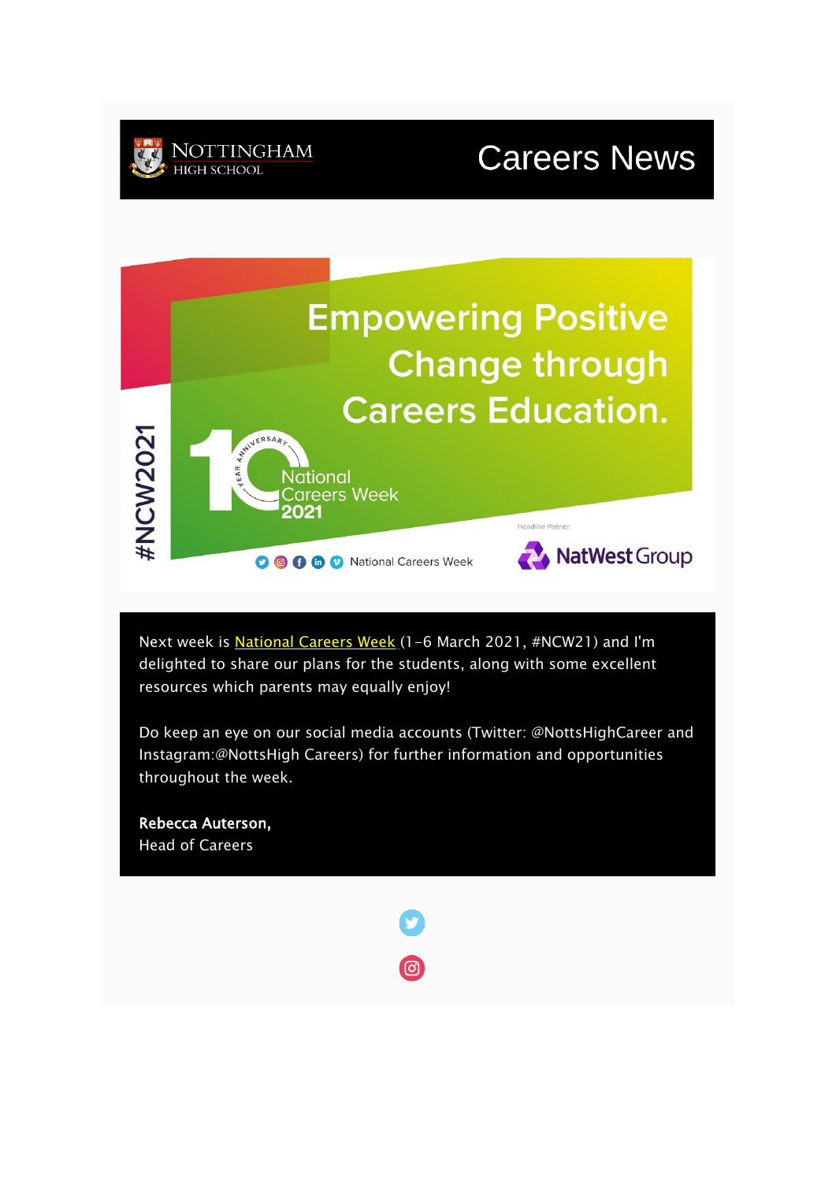NOTTINGHAM HIGH SCHOOL

# Careers News

Empowering Positive Change through Careers Education.

#NCW2021

10 YEAR ANNIVERSARY National Careers Week 2021

National Careers Week

Headline Partner: NatWest Group

Next week is National Careers Week (1-6 March 2021, #NCW21) and I'm delighted to share our plans for the students, along with some excellent resources which parents may equally enjoy!

Do keep an eye on our social media accounts (Twitter: @NottsHighCareer and Instagram:@NottsHigh Careers) for further information and opportunities throughout the week.

**Rebecca Auterson,**
Head of Careers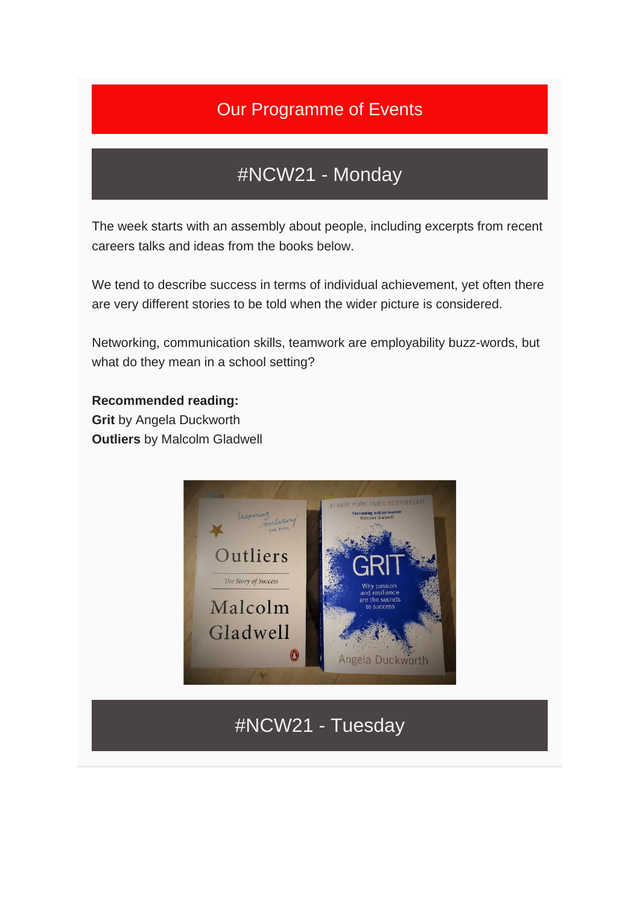## Our Programme of Events

## #NCW21 - Monday

The week starts with an assembly about people, including excerpts from recent careers talks and ideas from the books below.

We tend to describe success in terms of individual achievement, yet often there are very different stories to be told when the wider picture is considered.

Networking, communication skills, teamwork are employability buzz-words, but what do they mean in a school setting?

**Recommended reading:**
**Grit** by Angela Duckworth
**Outliers** by Malcolm Gladwell

## #NCW21 - Tuesday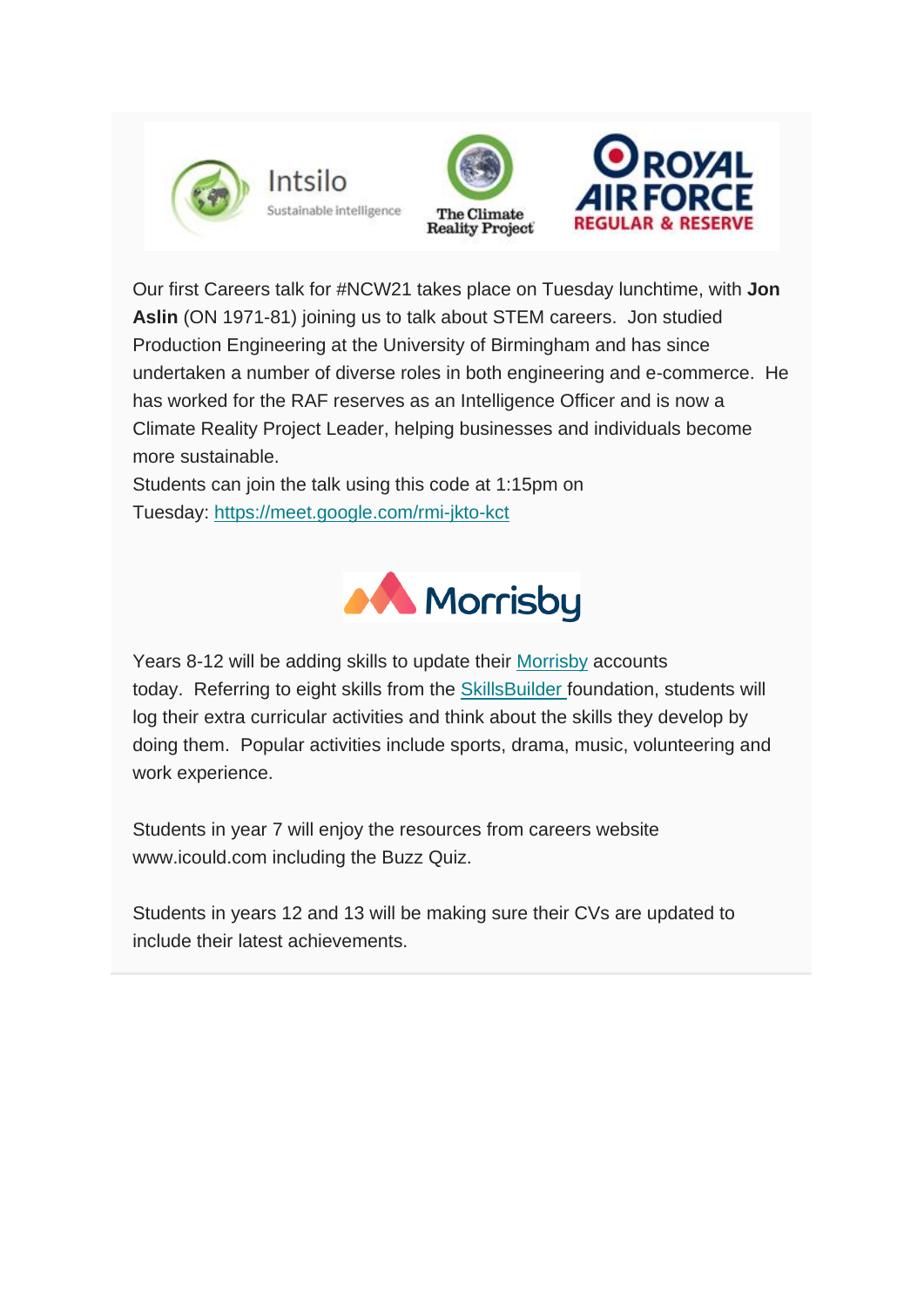Our first Careers talk for #NCW21 takes place on Tuesday lunchtime, with **Jon Aslin** (ON 1971-81) joining us to talk about STEM careers. Jon studied Production Engineering at the University of Birmingham and has since undertaken a number of diverse roles in both engineering and e-commerce. He has worked for the RAF reserves as an Intelligence Officer and is now a Climate Reality Project Leader, helping businesses and individuals become more sustainable.
Students can join the talk using this code at 1:15pm on Tuesday: [https://meet.google.com/rmi-jkto-kct](https://meet.google.com/rmi-jkto-kct)

Years 8-12 will be adding skills to update their [Morrisby](#) accounts today. Referring to eight skills from the [SkillsBuilder](#) foundation, students will log their extra curricular activities and think about the skills they develop by doing them. Popular activities include sports, drama, music, volunteering and work experience.

Students in year 7 will enjoy the resources from careers website www.icould.com including the Buzz Quiz.

Students in years 12 and 13 will be making sure their CVs are updated to include their latest achievements.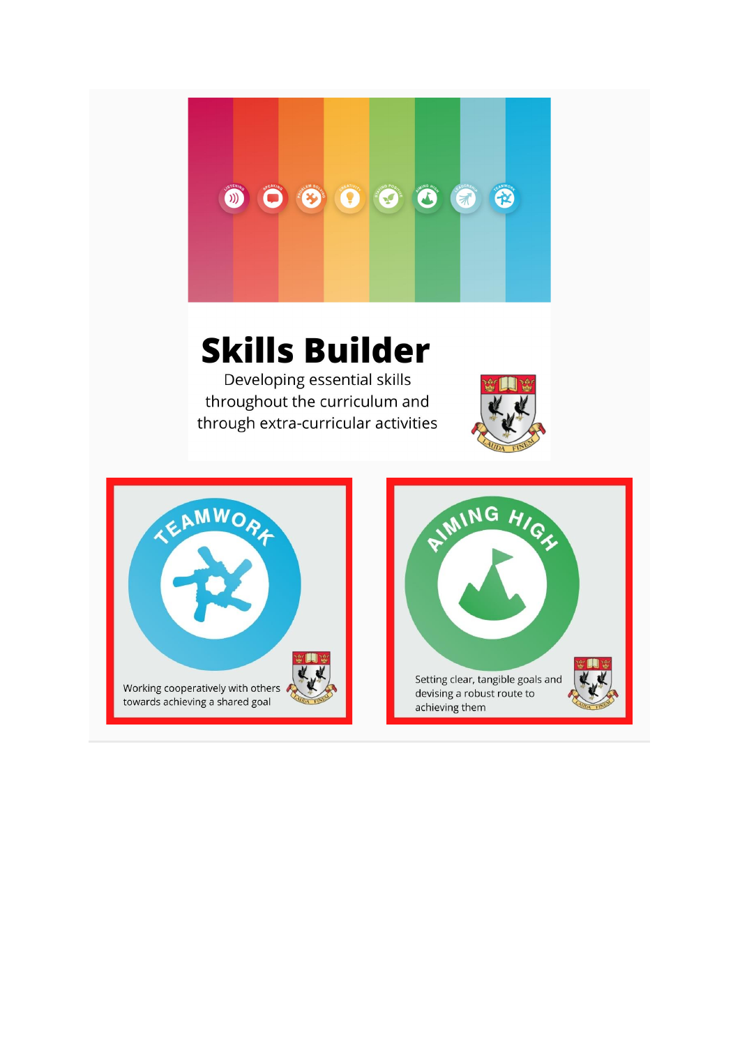# Skills Builder

Developing essential skills throughout the curriculum and through extra-curricular activities

## TEAMWORK

Working cooperatively with others towards achieving a shared goal

## AIMING HIGH

Setting clear, tangible goals and devising a robust route to achieving them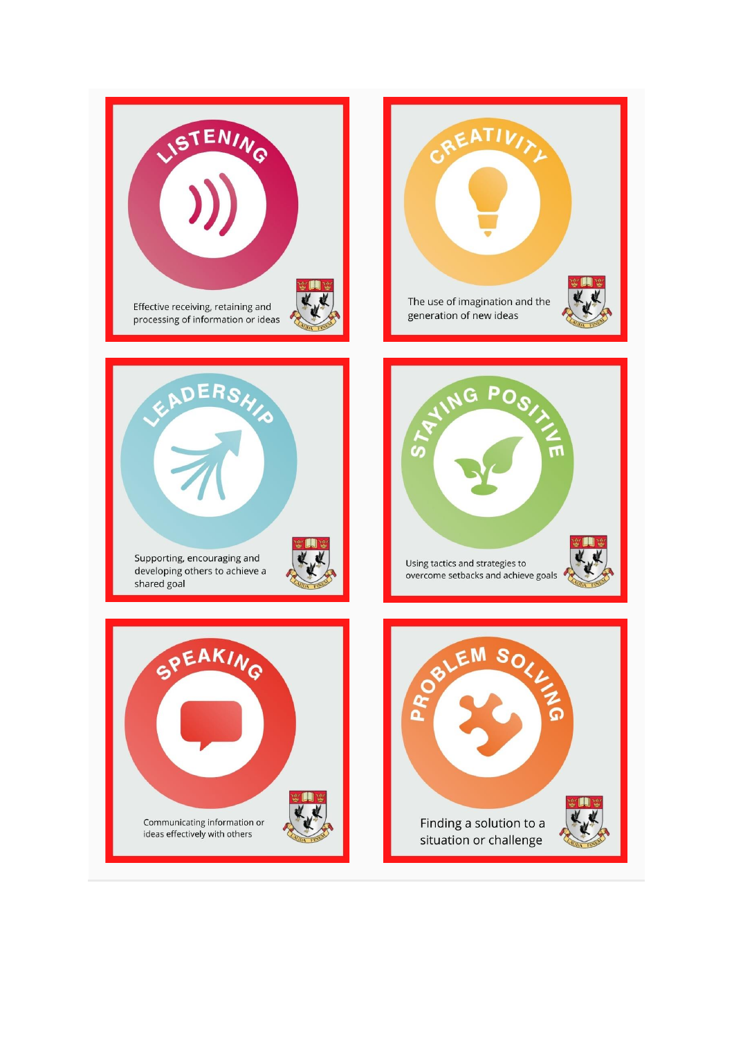## LISTENING

Effective receiving, retaining and processing of information or ideas

## CREATIVITY

The use of imagination and the generation of new ideas

## LEADERSHIP

Supporting, encouraging and developing others to achieve a shared goal

## STAYING POSITIVE

Using tactics and strategies to overcome setbacks and achieve goals

## SPEAKING

Communicating information or ideas effectively with others

## PROBLEM SOLVING

Finding a solution to a situation or challenge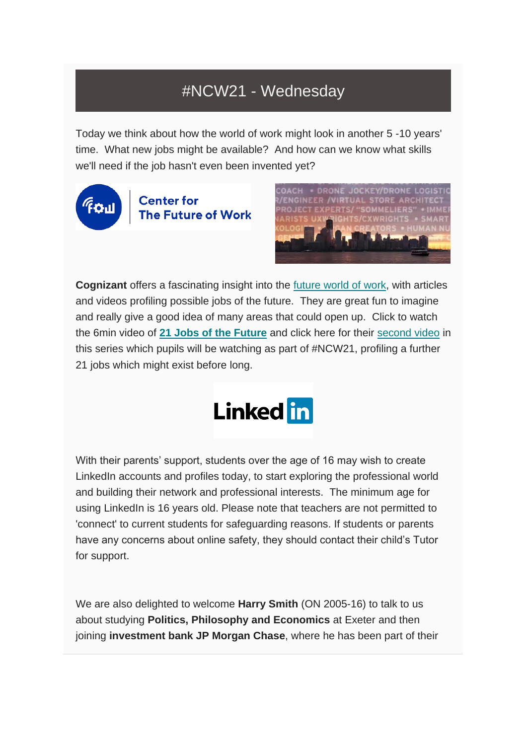# #NCW21 - Wednesday

Today we think about how the world of work might look in another 5 -10 years' time. What new jobs might be available? And how can we know what skills we'll need if the job hasn't even been invented yet?

**Cognizant** offers a fascinating insight into the future world of work, with articles and videos profiling possible jobs of the future. They are great fun to imagine and really give a good idea of many areas that could open up. Click to watch the 6min video of **21 Jobs of the Future** and click here for their second video in this series which pupils will be watching as part of #NCW21, profiling a further 21 jobs which might exist before long.

With their parents' support, students over the age of 16 may wish to create LinkedIn accounts and profiles today, to start exploring the professional world and building their network and professional interests. The minimum age for using LinkedIn is 16 years old. Please note that teachers are not permitted to 'connect' to current students for safeguarding reasons. If students or parents have any concerns about online safety, they should contact their child's Tutor for support.

We are also delighted to welcome **Harry Smith** (ON 2005-16) to talk to us about studying **Politics, Philosophy and Economics** at Exeter and then joining **investment bank JP Morgan Chase**, where he has been part of their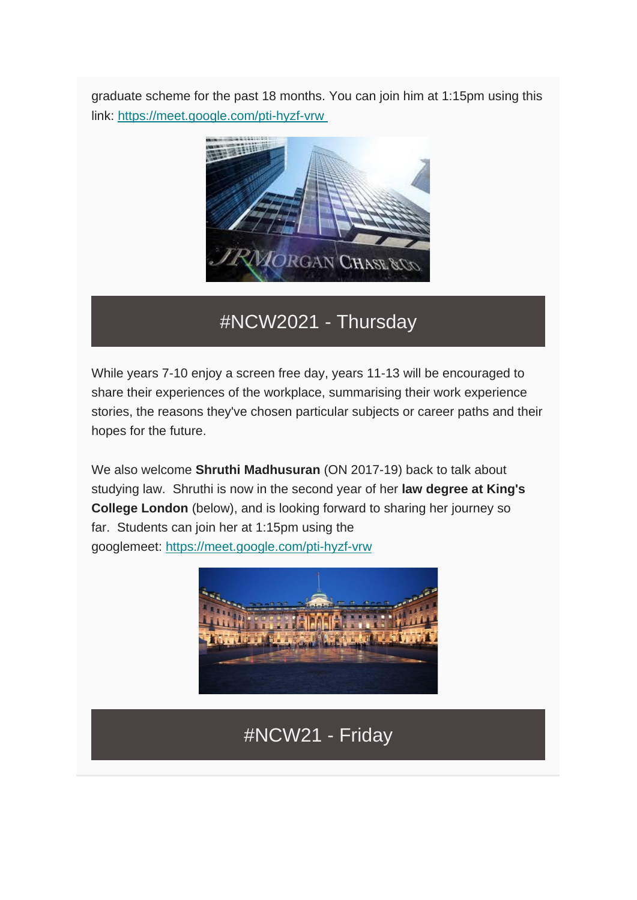graduate scheme for the past 18 months. You can join him at 1:15pm using this link: https://meet.google.com/pti-hyzf-vrw

## #NCW2021 - Thursday

While years 7-10 enjoy a screen free day, years 11-13 will be encouraged to share their experiences of the workplace, summarising their work experience stories, the reasons they've chosen particular subjects or career paths and their hopes for the future.

We also welcome **Shruthi Madhusuran** (ON 2017-19) back to talk about studying law. Shruthi is now in the second year of her **law degree at King's College London** (below), and is looking forward to sharing her journey so far. Students can join her at 1:15pm using the googlemeet: https://meet.google.com/pti-hyzf-vrw

## #NCW21 - Friday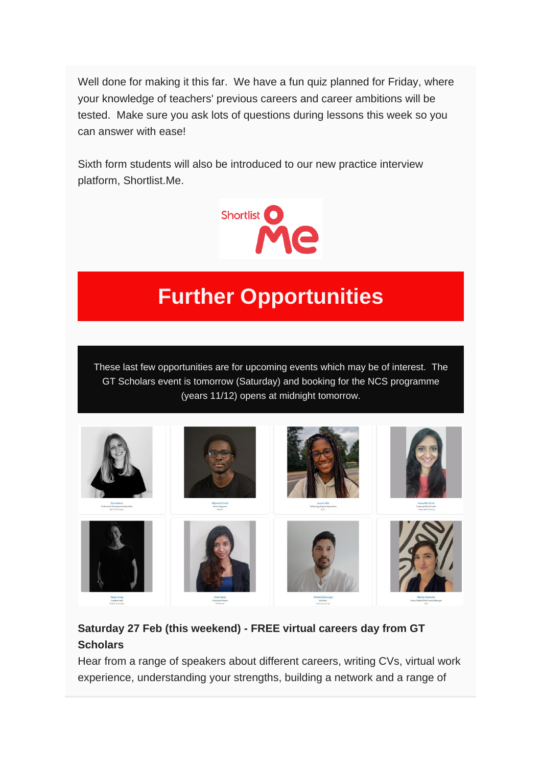Well done for making it this far.  We have a fun quiz planned for Friday, where your knowledge of teachers' previous careers and career ambitions will be tested.  Make sure you ask lots of questions during lessons this week so you can answer with ease!

Sixth form students will also be introduced to our new practice interview platform, Shortlist.Me.

# Further Opportunities

These last few opportunities are for upcoming events which may be of interest.  The GT Scholars event is tomorrow (Saturday) and booking for the NCS programme (years 11/12) opens at midnight tomorrow.

**Saturday 27 Feb (this weekend) - FREE virtual careers day from GT Scholars**
Hear from a range of speakers about different careers, writing CVs, virtual work experience, understanding your strengths, building a network and a range of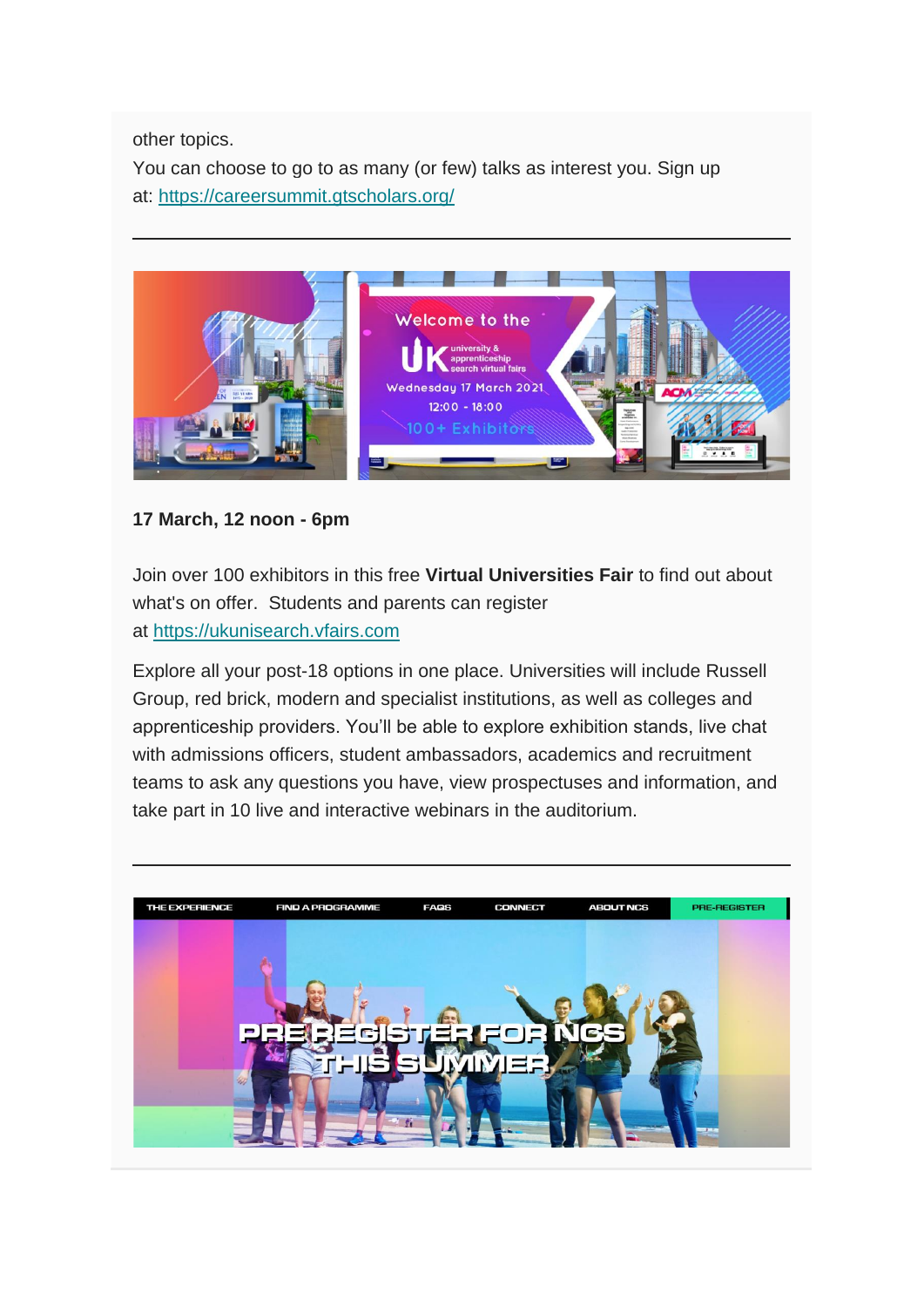other topics.
You can choose to go to as many (or few) talks as interest you. Sign up at: https://careersummit.gtscholars.org/

---

**17 March, 12 noon - 6pm**

Join over 100 exhibitors in this free **Virtual Universities Fair** to find out about what's on offer.  Students and parents can register at https://ukunisearch.vfairs.com

Explore all your post-18 options in one place. Universities will include Russell Group, red brick, modern and specialist institutions, as well as colleges and apprenticeship providers. You'll be able to explore exhibition stands, live chat with admissions officers, student ambassadors, academics and recruitment teams to ask any questions you have, view prospectuses and information, and take part in 10 live and interactive webinars in the auditorium.

---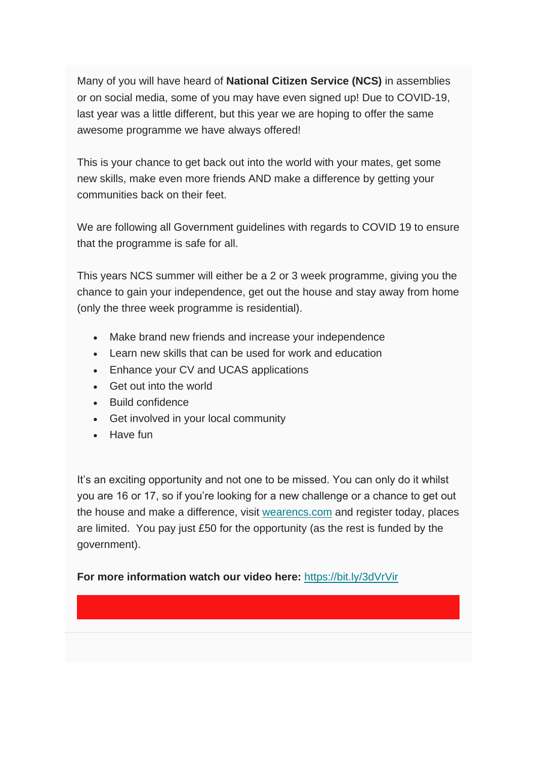Many of you will have heard of **National Citizen Service (NCS)** in assemblies or on social media, some of you may have even signed up! Due to COVID-19, last year was a little different, but this year we are hoping to offer the same awesome programme we have always offered!

This is your chance to get back out into the world with your mates, get some new skills, make even more friends AND make a difference by getting your communities back on their feet.

We are following all Government guidelines with regards to COVID 19 to ensure that the programme is safe for all.

This years NCS summer will either be a 2 or 3 week programme, giving you the chance to gain your independence, get out the house and stay away from home (only the three week programme is residential).

- Make brand new friends and increase your independence
- Learn new skills that can be used for work and education
- Enhance your CV and UCAS applications
- Get out into the world
- Build confidence
- Get involved in your local community
- Have fun

It's an exciting opportunity and not one to be missed. You can only do it whilst you are 16 or 17, so if you're looking for a new challenge or a chance to get out the house and make a difference, visit [wearencs.com](wearencs.com) and register today, places are limited. You pay just £50 for the opportunity (as the rest is funded by the government).

**For more information watch our video here:** [https://bit.ly/3dVrVir](https://bit.ly/3dVrVir)